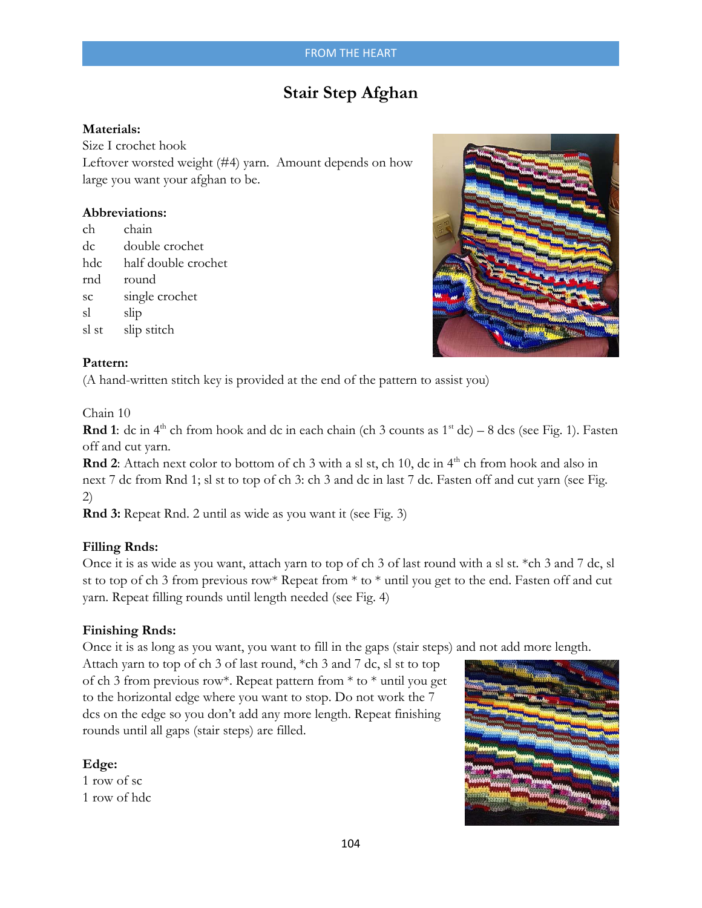# Stair Step Afghan

**Materials:**
Size I crochet hook
Leftover worsted weight (#4) yarn. Amount depends on how large you want your afghan to be.

**Abbreviations:**

ch chain
dc double crochet
hdc half double crochet
rnd round
sc single crochet
sl slip
sl st slip stitch

**Pattern:**
(A hand-written stitch key is provided at the end of the pattern to assist you)

Chain 10

**Rnd 1**: dc in 4th ch from hook and dc in each chain (ch 3 counts as 1st dc) – 8 dcs (see Fig. 1). Fasten off and cut yarn.

**Rnd 2**: Attach next color to bottom of ch 3 with a sl st, ch 10, dc in 4th ch from hook and also in next 7 dc from Rnd 1; sl st to top of ch 3: ch 3 and dc in last 7 dc. Fasten off and cut yarn (see Fig. 2)

**Rnd 3:** Repeat Rnd. 2 until as wide as you want it (see Fig. 3)

**Filling Rnds:**
Once it is as wide as you want, attach yarn to top of ch 3 of last round with a sl st. *ch 3 and 7 dc, sl st to top of ch 3 from previous row* Repeat from * to * until you get to the end. Fasten off and cut yarn. Repeat filling rounds until length needed (see Fig. 4)

**Finishing Rnds:**
Once it is as long as you want, you want to fill in the gaps (stair steps) and not add more length. Attach yarn to top of ch 3 of last round, *ch 3 and 7 dc, sl st to top of ch 3 from previous row*. Repeat pattern from * to * until you get to the horizontal edge where you want to stop. Do not work the 7 dcs on the edge so you don't add any more length. Repeat finishing rounds until all gaps (stair steps) are filled.

**Edge:**
1 row of sc
1 row of hdc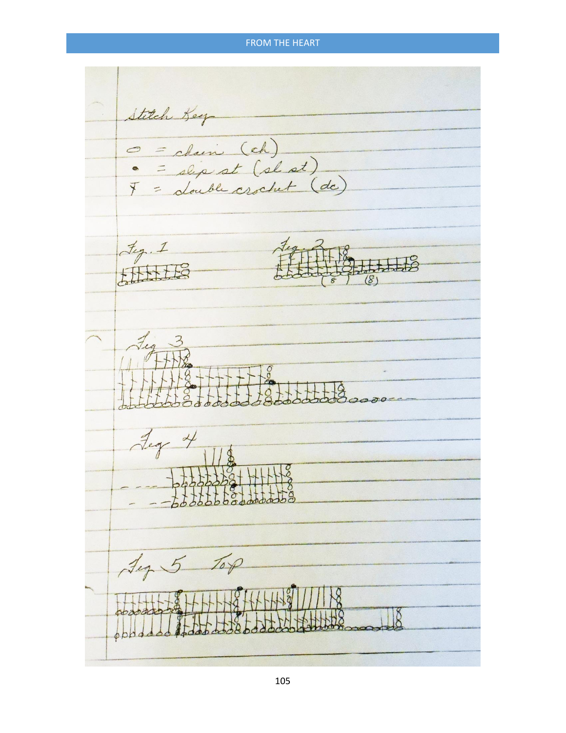Stitch Key

o = chain (ch)
• = slip st (sl st)
Ŧ = double crochet (dc)

Fig. 1

Fig. 2

(8) (8)

Fig 3

Fig 4

Fig 5 Top